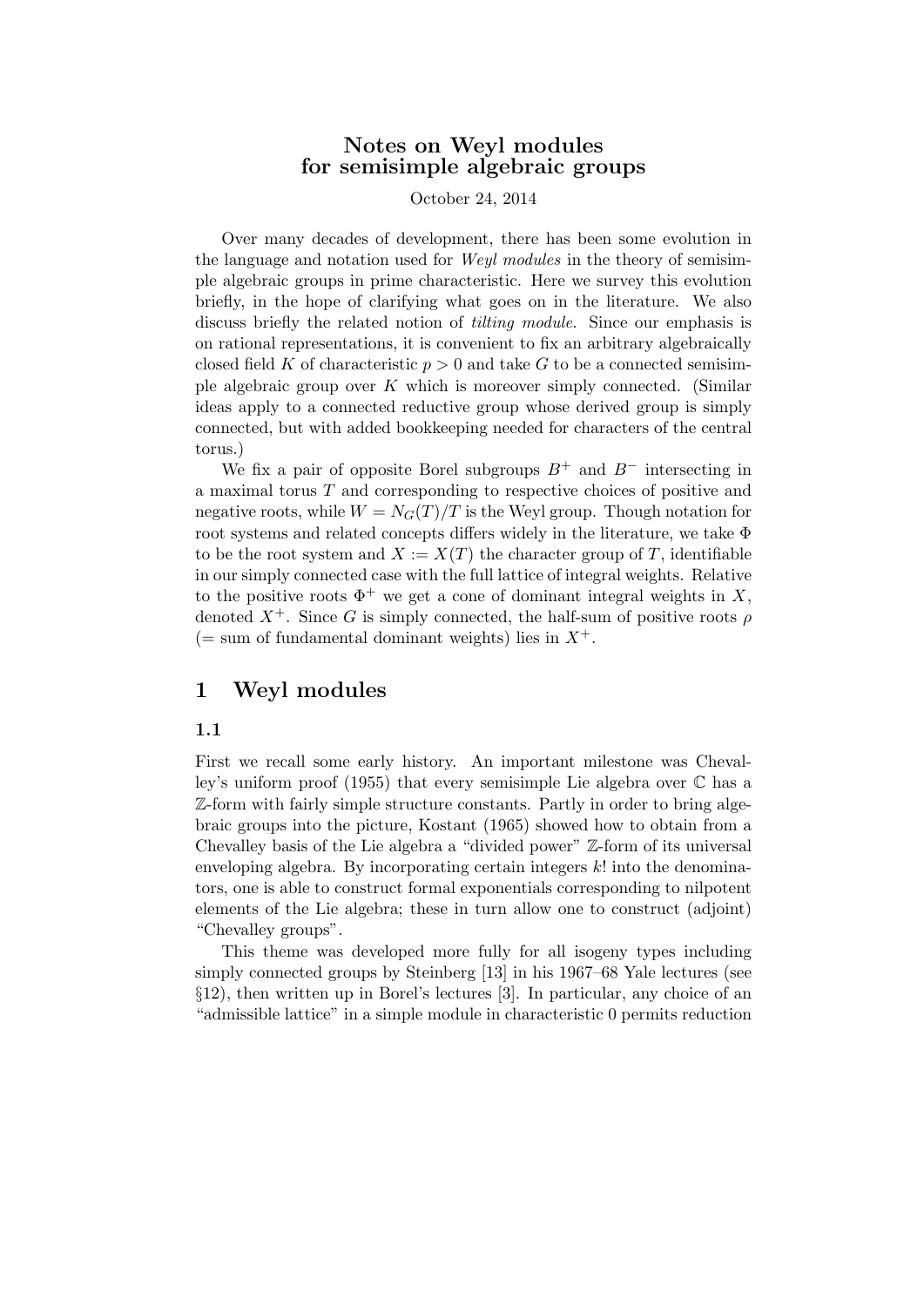# Notes on Weyl modules for semisimple algebraic groups

October 24, 2014

Over many decades of development, there has been some evolution in the language and notation used for *Weyl modules* in the theory of semisimple algebraic groups in prime characteristic. Here we survey this evolution briefly, in the hope of clarifying what goes on in the literature. We also discuss briefly the related notion of *tilting module*. Since our emphasis is on rational representations, it is convenient to fix an arbitrary algebraically closed field $K$ of characteristic $p > 0$ and take $G$ to be a connected semisimple algebraic group over $K$ which is moreover simply connected. (Similar ideas apply to a connected reductive group whose derived group is simply connected, but with added bookkeeping needed for characters of the central torus.)

We fix a pair of opposite Borel subgroups $B^+$ and $B^-$ intersecting in a maximal torus $T$ and corresponding to respective choices of positive and negative roots, while $W = N_G(T)/T$ is the Weyl group. Though notation for root systems and related concepts differs widely in the literature, we take $\Phi$ to be the root system and $X := X(T)$ the character group of $T$, identifiable in our simply connected case with the full lattice of integral weights. Relative to the positive roots $\Phi^+$ we get a cone of dominant integral weights in $X$, denoted $X^+$. Since $G$ is simply connected, the half-sum of positive roots $\rho$ (= sum of fundamental dominant weights) lies in $X^+$.

## 1 Weyl modules

### 1.1

First we recall some early history. An important milestone was Chevalley's uniform proof (1955) that every semisimple Lie algebra over $\mathbb{C}$ has a $\mathbb{Z}$-form with fairly simple structure constants. Partly in order to bring algebraic groups into the picture, Kostant (1965) showed how to obtain from a Chevalley basis of the Lie algebra a "divided power" $\mathbb{Z}$-form of its universal enveloping algebra. By incorporating certain integers $k!$ into the denominators, one is able to construct formal exponentials corresponding to nilpotent elements of the Lie algebra; these in turn allow one to construct (adjoint) "Chevalley groups".

This theme was developed more fully for all isogeny types including simply connected groups by Steinberg [13] in his 1967–68 Yale lectures (see §12), then written up in Borel's lectures [3]. In particular, any choice of an "admissible lattice" in a simple module in characteristic 0 permits reduction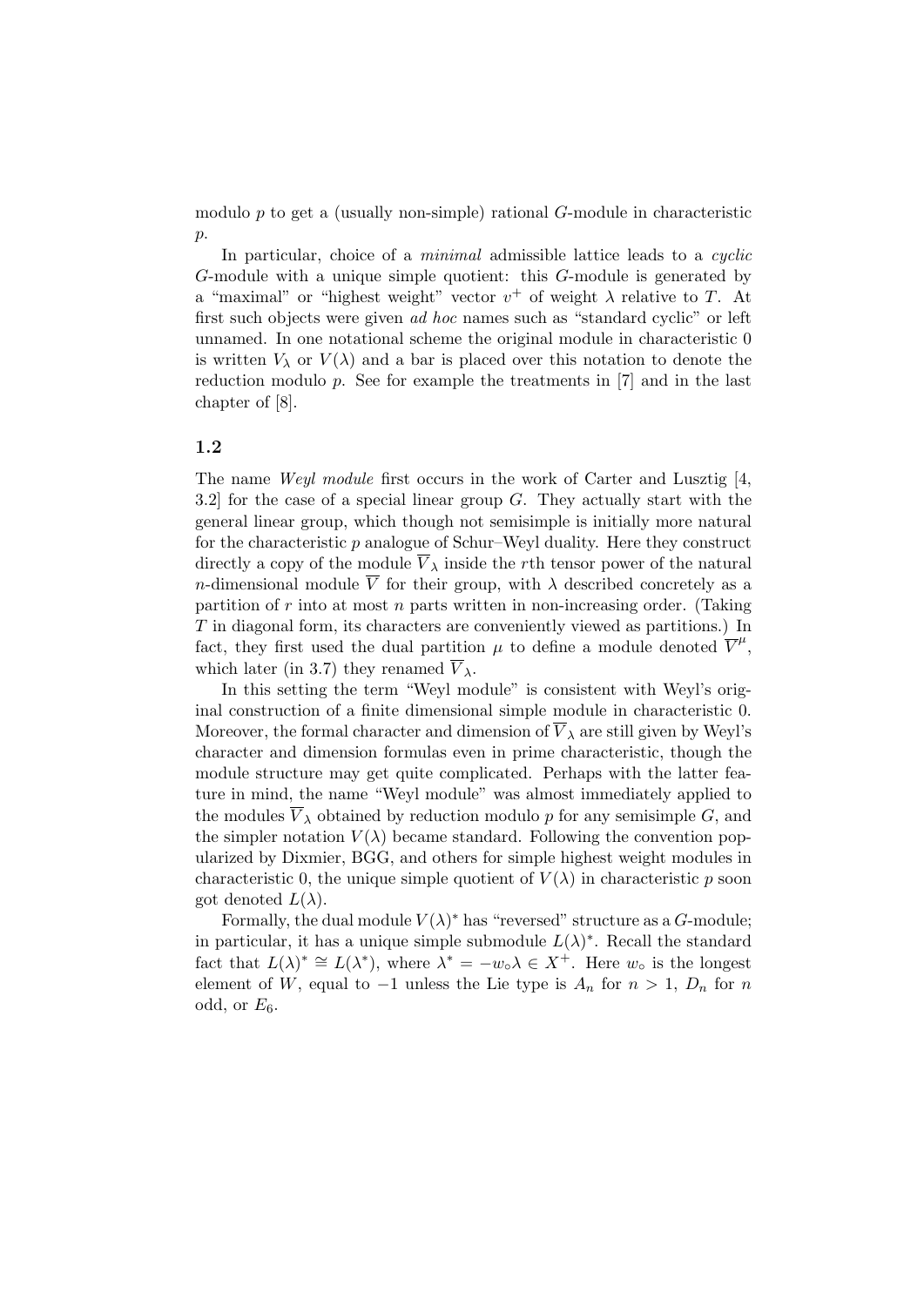modulo $p$ to get a (usually non-simple) rational $G$-module in characteristic $p$.

In particular, choice of a *minimal* admissible lattice leads to a *cyclic* $G$-module with a unique simple quotient: this $G$-module is generated by a "maximal" or "highest weight" vector $v^+$ of weight $\lambda$ relative to $T$. At first such objects were given *ad hoc* names such as "standard cyclic" or left unnamed. In one notational scheme the original module in characteristic 0 is written $V_\lambda$ or $V(\lambda)$ and a bar is placed over this notation to denote the reduction modulo $p$. See for example the treatments in [7] and in the last chapter of [8].

### 1.2

The name *Weyl module* first occurs in the work of Carter and Lusztig [4, 3.2] for the case of a special linear group $G$. They actually start with the general linear group, which though not semisimple is initially more natural for the characteristic $p$ analogue of Schur–Weyl duality. Here they construct directly a copy of the module $\overline{V}_\lambda$ inside the $r$th tensor power of the natural $n$-dimensional module $\overline{V}$ for their group, with $\lambda$ described concretely as a partition of $r$ into at most $n$ parts written in non-increasing order. (Taking $T$ in diagonal form, its characters are conveniently viewed as partitions.) In fact, they first used the dual partition $\mu$ to define a module denoted $\overline{V}^\mu$, which later (in 3.7) they renamed $\overline{V}_\lambda$.

In this setting the term "Weyl module" is consistent with Weyl's original construction of a finite dimensional simple module in characteristic 0. Moreover, the formal character and dimension of $\overline{V}_\lambda$ are still given by Weyl's character and dimension formulas even in prime characteristic, though the module structure may get quite complicated. Perhaps with the latter feature in mind, the name "Weyl module" was almost immediately applied to the modules $\overline{V}_\lambda$ obtained by reduction modulo $p$ for any semisimple $G$, and the simpler notation $V(\lambda)$ became standard. Following the convention popularized by Dixmier, BGG, and others for simple highest weight modules in characteristic 0, the unique simple quotient of $V(\lambda)$ in characteristic $p$ soon got denoted $L(\lambda)$.

Formally, the dual module $V(\lambda)^*$ has "reversed" structure as a $G$-module; in particular, it has a unique simple submodule $L(\lambda)^*$. Recall the standard fact that $L(\lambda)^* \cong L(\lambda^*)$, where $\lambda^* = -w_\circ\lambda \in X^+$. Here $w_\circ$ is the longest element of $W$, equal to $-1$ unless the Lie type is $A_n$ for $n > 1$, $D_n$ for $n$ odd, or $E_6$.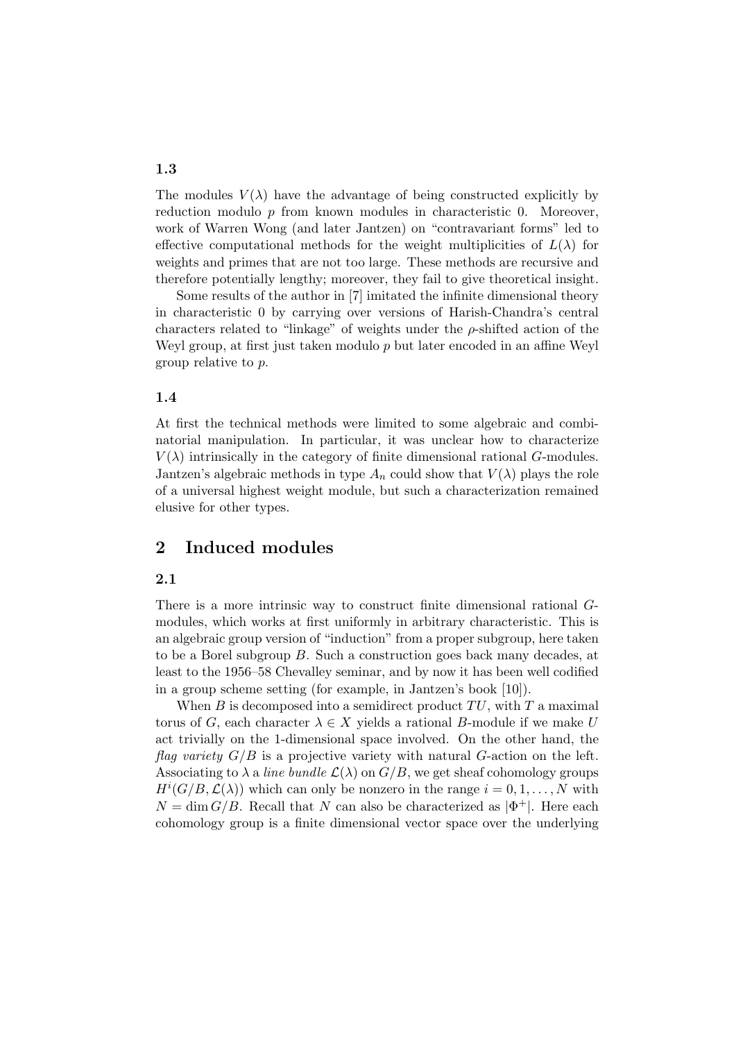### 1.3

The modules $V(\lambda)$ have the advantage of being constructed explicitly by reduction modulo $p$ from known modules in characteristic 0. Moreover, work of Warren Wong (and later Jantzen) on "contravariant forms" led to effective computational methods for the weight multiplicities of $L(\lambda)$ for weights and primes that are not too large. These methods are recursive and therefore potentially lengthy; moreover, they fail to give theoretical insight.

Some results of the author in [7] imitated the infinite dimensional theory in characteristic 0 by carrying over versions of Harish-Chandra's central characters related to "linkage" of weights under the $\rho$-shifted action of the Weyl group, at first just taken modulo $p$ but later encoded in an affine Weyl group relative to $p$.

### 1.4

At first the technical methods were limited to some algebraic and combinatorial manipulation. In particular, it was unclear how to characterize $V(\lambda)$ intrinsically in the category of finite dimensional rational $G$-modules. Jantzen's algebraic methods in type $A_n$ could show that $V(\lambda)$ plays the role of a universal highest weight module, but such a characterization remained elusive for other types.

## 2 Induced modules

### 2.1

There is a more intrinsic way to construct finite dimensional rational $G$-modules, which works at first uniformly in arbitrary characteristic. This is an algebraic group version of "induction" from a proper subgroup, here taken to be a Borel subgroup $B$. Such a construction goes back many decades, at least to the 1956–58 Chevalley seminar, and by now it has been well codified in a group scheme setting (for example, in Jantzen's book [10]).

When $B$ is decomposed into a semidirect product $TU$, with $T$ a maximal torus of $G$, each character $\lambda \in X$ yields a rational $B$-module if we make $U$ act trivially on the 1-dimensional space involved. On the other hand, the *flag variety* $G/B$ is a projective variety with natural $G$-action on the left. Associating to $\lambda$ a *line bundle* $\mathcal{L}(\lambda)$ on $G/B$, we get sheaf cohomology groups $H^i(G/B, \mathcal{L}(\lambda))$ which can only be nonzero in the range $i = 0, 1, \dots, N$ with $N = \dim G/B$. Recall that $N$ can also be characterized as $|\Phi^+|$. Here each cohomology group is a finite dimensional vector space over the underlying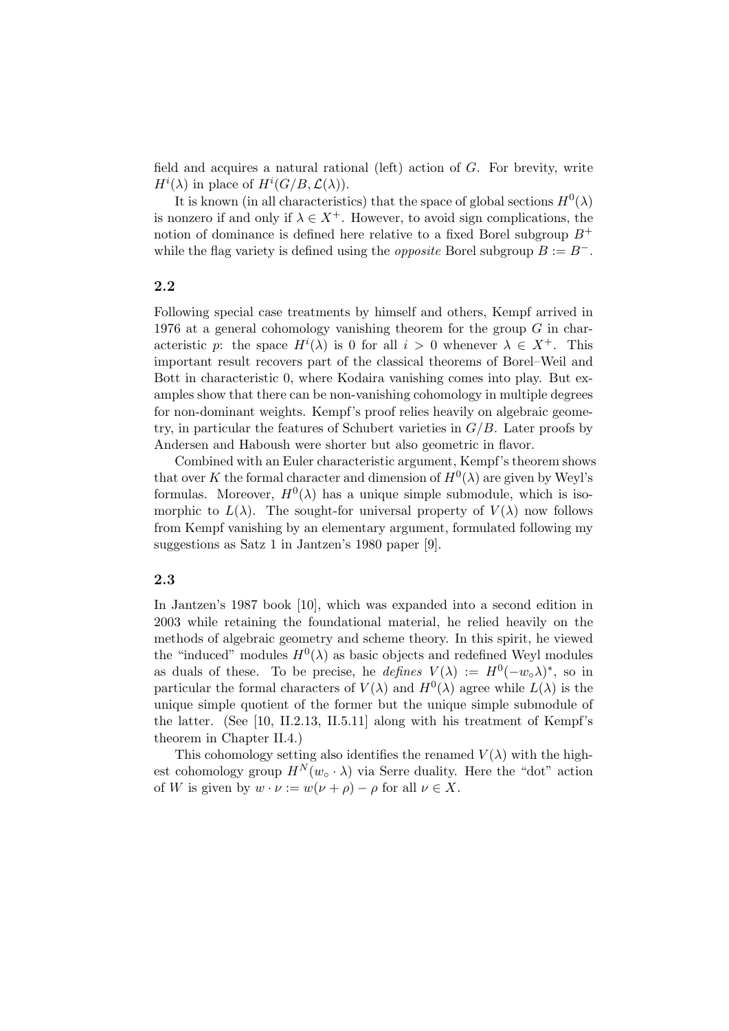field and acquires a natural rational (left) action of $G$. For brevity, write $H^i(\lambda)$ in place of $H^i(G/B, \mathcal{L}(\lambda))$.

It is known (in all characteristics) that the space of global sections $H^0(\lambda)$ is nonzero if and only if $\lambda \in X^+$. However, to avoid sign complications, the notion of dominance is defined here relative to a fixed Borel subgroup $B^+$ while the flag variety is defined using the *opposite* Borel subgroup $B := B^-$.

### 2.2

Following special case treatments by himself and others, Kempf arrived in 1976 at a general cohomology vanishing theorem for the group $G$ in characteristic $p$: the space $H^i(\lambda)$ is 0 for all $i > 0$ whenever $\lambda \in X^+$. This important result recovers part of the classical theorems of Borel–Weil and Bott in characteristic 0, where Kodaira vanishing comes into play. But examples show that there can be non-vanishing cohomology in multiple degrees for non-dominant weights. Kempf's proof relies heavily on algebraic geometry, in particular the features of Schubert varieties in $G/B$. Later proofs by Andersen and Haboush were shorter but also geometric in flavor.

Combined with an Euler characteristic argument, Kempf's theorem shows that over $K$ the formal character and dimension of $H^0(\lambda)$ are given by Weyl's formulas. Moreover, $H^0(\lambda)$ has a unique simple submodule, which is isomorphic to $L(\lambda)$. The sought-for universal property of $V(\lambda)$ now follows from Kempf vanishing by an elementary argument, formulated following my suggestions as Satz 1 in Jantzen's 1980 paper [9].

### 2.3

In Jantzen's 1987 book [10], which was expanded into a second edition in 2003 while retaining the foundational material, he relied heavily on the methods of algebraic geometry and scheme theory. In this spirit, he viewed the "induced" modules $H^0(\lambda)$ as basic objects and redefined Weyl modules as duals of these. To be precise, he *defines* $V(\lambda) := H^0(-w_\circ\lambda)^*$, so in particular the formal characters of $V(\lambda)$ and $H^0(\lambda)$ agree while $L(\lambda)$ is the unique simple quotient of the former but the unique simple submodule of the latter. (See [10, II.2.13, II.5.11] along with his treatment of Kempf's theorem in Chapter II.4.)

This cohomology setting also identifies the renamed $V(\lambda)$ with the highest cohomology group $H^N(w_\circ \cdot \lambda)$ via Serre duality. Here the "dot" action of $W$ is given by $w \cdot \nu := w(\nu + \rho) - \rho$ for all $\nu \in X$.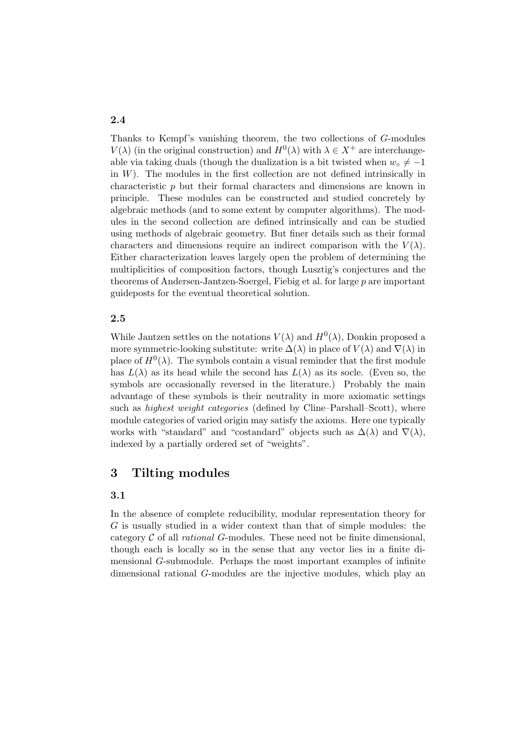### 2.4

Thanks to Kempf's vanishing theorem, the two collections of $G$-modules $V(\lambda)$ (in the original construction) and $H^0(\lambda)$ with $\lambda \in X^+$ are interchangeable via taking duals (though the dualization is a bit twisted when $w_\circ \neq -1$ in $W$). The modules in the first collection are not defined intrinsically in characteristic $p$ but their formal characters and dimensions are known in principle. These modules can be constructed and studied concretely by algebraic methods (and to some extent by computer algorithms). The modules in the second collection are defined intrinsically and can be studied using methods of algebraic geometry. But finer details such as their formal characters and dimensions require an indirect comparison with the $V(\lambda)$. Either characterization leaves largely open the problem of determining the multiplicities of composition factors, though Lusztig's conjectures and the theorems of Andersen-Jantzen-Soergel, Fiebig et al. for large $p$ are important guideposts for the eventual theoretical solution.

### 2.5

While Jantzen settles on the notations $V(\lambda)$ and $H^0(\lambda)$, Donkin proposed a more symmetric-looking substitute: write $\Delta(\lambda)$ in place of $V(\lambda)$ and $\nabla(\lambda)$ in place of $H^0(\lambda)$. The symbols contain a visual reminder that the first module has $L(\lambda)$ as its head while the second has $L(\lambda)$ as its socle. (Even so, the symbols are occasionally reversed in the literature.) Probably the main advantage of these symbols is their neutrality in more axiomatic settings such as *highest weight categories* (defined by Cline–Parshall–Scott), where module categories of varied origin may satisfy the axioms. Here one typically works with "standard" and "costandard" objects such as $\Delta(\lambda)$ and $\nabla(\lambda)$, indexed by a partially ordered set of "weights".

## 3 Tilting modules

### 3.1

In the absence of complete reducibility, modular representation theory for $G$ is usually studied in a wider context than that of simple modules: the category $\mathcal{C}$ of all *rational* $G$-modules. These need not be finite dimensional, though each is locally so in the sense that any vector lies in a finite dimensional $G$-submodule. Perhaps the most important examples of infinite dimensional rational $G$-modules are the injective modules, which play an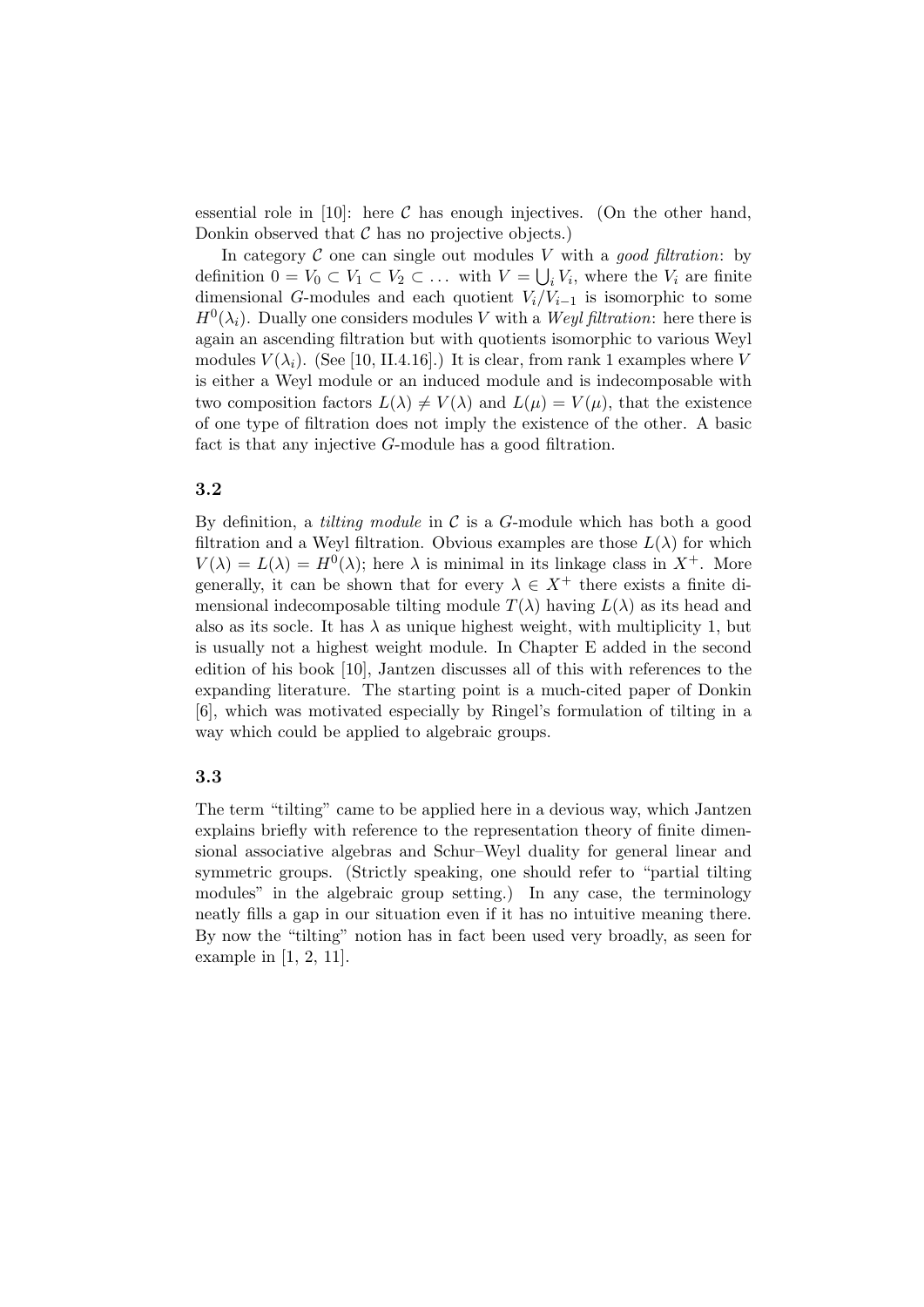essential role in [10]: here $\mathcal{C}$ has enough injectives. (On the other hand, Donkin observed that $\mathcal{C}$ has no projective objects.)

In category $\mathcal{C}$ one can single out modules $V$ with a *good filtration*: by definition $0 = V_0 \subset V_1 \subset V_2 \subset \dots$ with $V = \bigcup_i V_i$, where the $V_i$ are finite dimensional $G$-modules and each quotient $V_i/V_{i-1}$ is isomorphic to some $H^0(\lambda_i)$. Dually one considers modules $V$ with a *Weyl filtration*: here there is again an ascending filtration but with quotients isomorphic to various Weyl modules $V(\lambda_i)$. (See [10, II.4.16].) It is clear, from rank 1 examples where $V$ is either a Weyl module or an induced module and is indecomposable with two composition factors $L(\lambda) \neq V(\lambda)$ and $L(\mu) = V(\mu)$, that the existence of one type of filtration does not imply the existence of the other. A basic fact is that any injective $G$-module has a good filtration.

### 3.2

By definition, a *tilting module* in $\mathcal{C}$ is a $G$-module which has both a good filtration and a Weyl filtration. Obvious examples are those $L(\lambda)$ for which $V(\lambda) = L(\lambda) = H^0(\lambda)$; here $\lambda$ is minimal in its linkage class in $X^+$. More generally, it can be shown that for every $\lambda \in X^+$ there exists a finite dimensional indecomposable tilting module $T(\lambda)$ having $L(\lambda)$ as its head and also as its socle. It has $\lambda$ as unique highest weight, with multiplicity 1, but is usually not a highest weight module. In Chapter E added in the second edition of his book [10], Jantzen discusses all of this with references to the expanding literature. The starting point is a much-cited paper of Donkin [6], which was motivated especially by Ringel's formulation of tilting in a way which could be applied to algebraic groups.

### 3.3

The term "tilting" came to be applied here in a devious way, which Jantzen explains briefly with reference to the representation theory of finite dimensional associative algebras and Schur–Weyl duality for general linear and symmetric groups. (Strictly speaking, one should refer to "partial tilting modules" in the algebraic group setting.) In any case, the terminology neatly fills a gap in our situation even if it has no intuitive meaning there. By now the "tilting" notion has in fact been used very broadly, as seen for example in [1, 2, 11].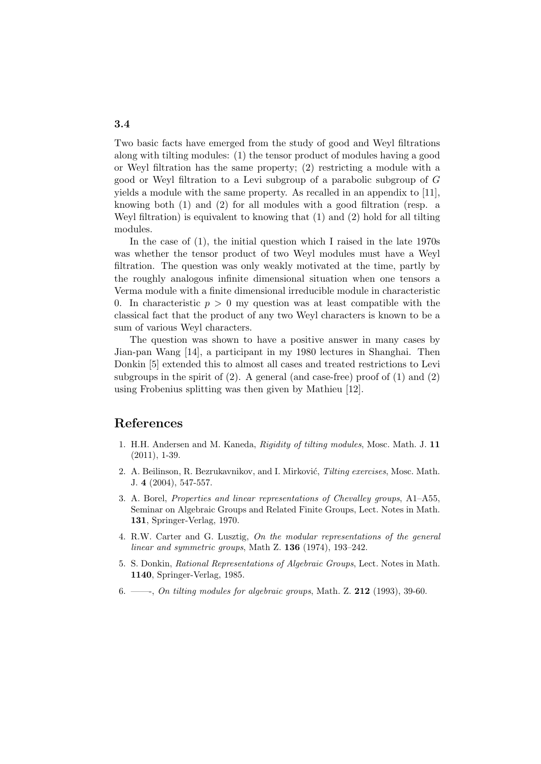### 3.4

Two basic facts have emerged from the study of good and Weyl filtrations along with tilting modules: (1) the tensor product of modules having a good or Weyl filtration has the same property; (2) restricting a module with a good or Weyl filtration to a Levi subgroup of a parabolic subgroup of $G$ yields a module with the same property. As recalled in an appendix to [11], knowing both (1) and (2) for all modules with a good filtration (resp. a Weyl filtration) is equivalent to knowing that (1) and (2) hold for all tilting modules.

In the case of (1), the initial question which I raised in the late 1970s was whether the tensor product of two Weyl modules must have a Weyl filtration. The question was only weakly motivated at the time, partly by the roughly analogous infinite dimensional situation when one tensors a Verma module with a finite dimensional irreducible module in characteristic 0. In characteristic $p > 0$ my question was at least compatible with the classical fact that the product of any two Weyl characters is known to be a sum of various Weyl characters.

The question was shown to have a positive answer in many cases by Jian-pan Wang [14], a participant in my 1980 lectures in Shanghai. Then Donkin [5] extended this to almost all cases and treated restrictions to Levi subgroups in the spirit of (2). A general (and case-free) proof of (1) and (2) using Frobenius splitting was then given by Mathieu [12].

## References

1. H.H. Andersen and M. Kaneda, *Rigidity of tilting modules*, Mosc. Math. J. **11** (2011), 1-39.
2. A. Beilinson, R. Bezrukavnikov, and I. Mirković, *Tilting exercises*, Mosc. Math. J. **4** (2004), 547-557.
3. A. Borel, *Properties and linear representations of Chevalley groups*, A1–A55, Seminar on Algebraic Groups and Related Finite Groups, Lect. Notes in Math. **131**, Springer-Verlag, 1970.
4. R.W. Carter and G. Lusztig, *On the modular representations of the general linear and symmetric groups*, Math Z. **136** (1974), 193–242.
5. S. Donkin, *Rational Representations of Algebraic Groups*, Lect. Notes in Math. **1140**, Springer-Verlag, 1985.
6. ——-, *On tilting modules for algebraic groups*, Math. Z. **212** (1993), 39-60.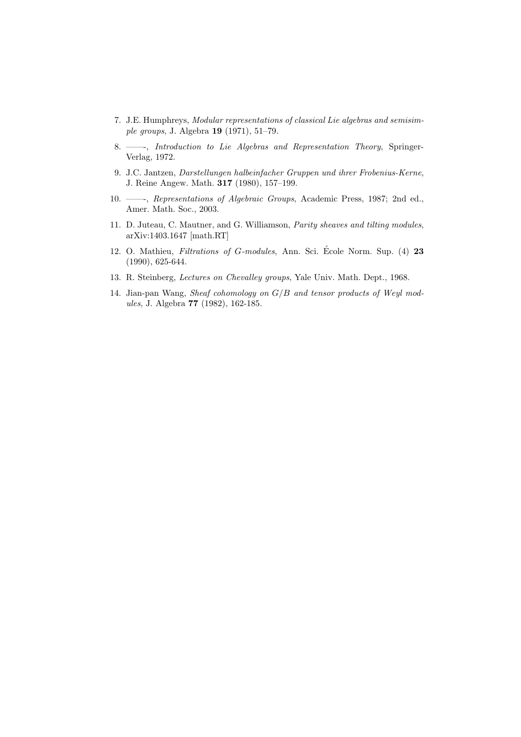7. J.E. Humphreys, *Modular representations of classical Lie algebras and semisimple groups*, J. Algebra **19** (1971), 51–79.

8. ——-, *Introduction to Lie Algebras and Representation Theory*, Springer-Verlag, 1972.

9. J.C. Jantzen, *Darstellungen halbeinfacher Gruppen und ihrer Frobenius-Kerne*, J. Reine Angew. Math. **317** (1980), 157–199.

10. ——-, *Representations of Algebraic Groups*, Academic Press, 1987; 2nd ed., Amer. Math. Soc., 2003.

11. D. Juteau, C. Mautner, and G. Williamson, *Parity sheaves and tilting modules*, arXiv:1403.1647 [math.RT]

12. O. Mathieu, *Filtrations of $G$-modules*, Ann. Sci. École Norm. Sup. (4) **23** (1990), 625-644.

13. R. Steinberg, *Lectures on Chevalley groups*, Yale Univ. Math. Dept., 1968.

14. Jian-pan Wang, *Sheaf cohomology on $G/B$ and tensor products of Weyl modules*, J. Algebra **77** (1982), 162-185.